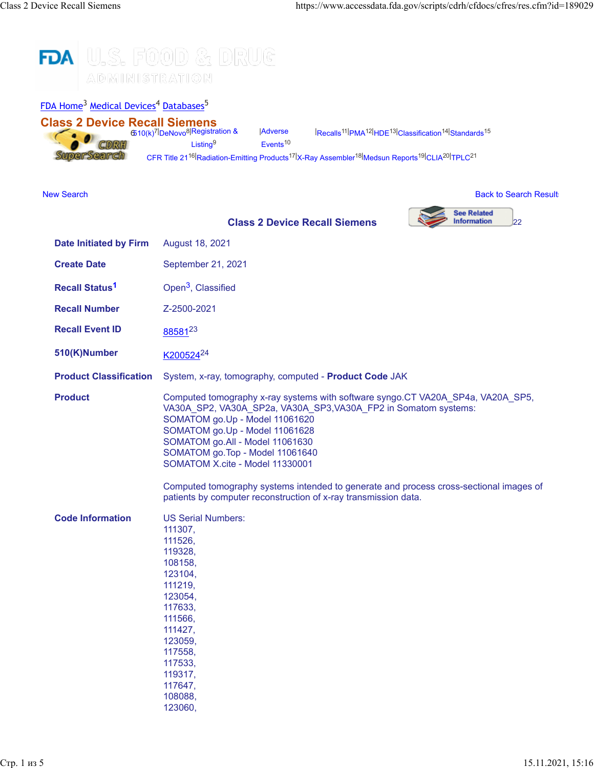FDA Home[3] Medical Devices[4] Databases[5]

# Class 2 Device Recall Siemens

[6]510(k)[7]|DeNovo[8]|Registration & Listing[9]|Adverse Events[10]|Recalls[11]|PMA[12]|HDE[13]|Classification[14]|Standards[15]
CFR Title 21[16]|Radiation-Emitting Products[17]|X-Ray Assembler[18]|Medsun Reports[19]|CLIA[20]|TPLC[21]

New Search | Back to Search Result

## Class 2 Device Recall Siemens

See Related Information[22]

| | |
|---|---|
| **Date Initiated by Firm** | August 18, 2021 |
| **Create Date** | September 21, 2021 |
| **Recall Status[1]** | Open[3], Classified |
| **Recall Number** | Z-2500-2021 |
| **Recall Event ID** | 88581[23] |
| **510(K)Number** | K200524[24] |
| **Product Classification** | System, x-ray, tomography, computed - **Product Code** JAK |
| **Product** | Computed tomography x-ray systems with software syngo.CT VA20A_SP4a, VA20A_SP5, VA30A_SP2, VA30A_SP2a, VA30A_SP3,VA30A_FP2 in Somatom systems:<br>SOMATOM go.Up - Model 11061620<br>SOMATOM go.Up - Model 11061628<br>SOMATOM go.All - Model 11061630<br>SOMATOM go.Top - Model 11061640<br>SOMATOM X.cite - Model 11330001<br><br>Computed tomography systems intended to generate and process cross-sectional images of patients by computer reconstruction of x-ray transmission data. |
| **Code Information** | US Serial Numbers:<br>111307,<br>111526,<br>119328,<br>108158,<br>123104,<br>111219,<br>123054,<br>117633,<br>111566,<br>111427,<br>123059,<br>117558,<br>117533,<br>119317,<br>117647,<br>108088,<br>123060, |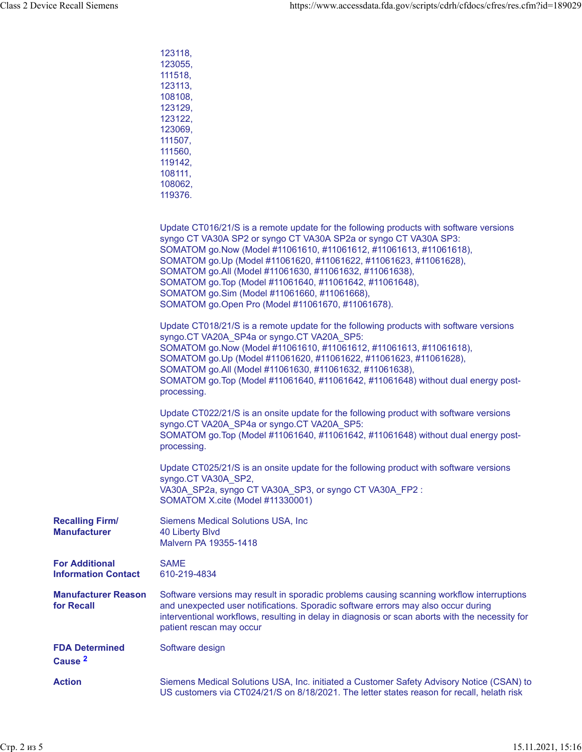123118,
123055,
111518,
123113,
108108,
123129,
123122,
123069,
111507,
111560,
119142,
108111,
108062,
119376.

Update CT016/21/S is a remote update for the following products with software versions syngo CT VA30A SP2 or syngo CT VA30A SP2a or syngo CT VA30A SP3:
SOMATOM go.Now (Model #11061610, #11061612, #11061613, #11061618),
SOMATOM go.Up (Model #11061620, #11061622, #11061623, #11061628),
SOMATOM go.All (Model #11061630, #11061632, #11061638),
SOMATOM go.Top (Model #11061640, #11061642, #11061648),
SOMATOM go.Sim (Model #11061660, #11061668),
SOMATOM go.Open Pro (Model #11061670, #11061678).

Update CT018/21/S is a remote update for the following products with software versions syngo.CT VA20A_SP4a or syngo.CT VA20A_SP5:
SOMATOM go.Now (Model #11061610, #11061612, #11061613, #11061618),
SOMATOM go.Up (Model #11061620, #11061622, #11061623, #11061628),
SOMATOM go.All (Model #11061630, #11061632, #11061638),
SOMATOM go.Top (Model #11061640, #11061642, #11061648) without dual energy post-processing.

Update CT022/21/S is an onsite update for the following product with software versions syngo.CT VA20A_SP4a or syngo.CT VA20A_SP5:
SOMATOM go.Top (Model #11061640, #11061642, #11061648) without dual energy post-processing.

Update CT025/21/S is an onsite update for the following product with software versions syngo.CT VA30A_SP2,
VA30A_SP2a, syngo CT VA30A_SP3, or syngo CT VA30A_FP2 :
SOMATOM X.cite (Model #11330001)

**Recalling Firm/ Manufacturer**

Siemens Medical Solutions USA, Inc
40 Liberty Blvd
Malvern PA 19355-1418

**For Additional Information Contact**

SAME
610-219-4834

**Manufacturer Reason for Recall**

Software versions may result in sporadic problems causing scanning workflow interruptions and unexpected user notifications. Sporadic software errors may also occur during interventional workflows, resulting in delay in diagnosis or scan aborts with the necessity for patient rescan may occur

**FDA Determined Cause [2]**

Software design

**Action**

Siemens Medical Solutions USA, Inc. initiated a Customer Safety Advisory Notice (CSAN) to US customers via CT024/21/S on 8/18/2021. The letter states reason for recall, helath risk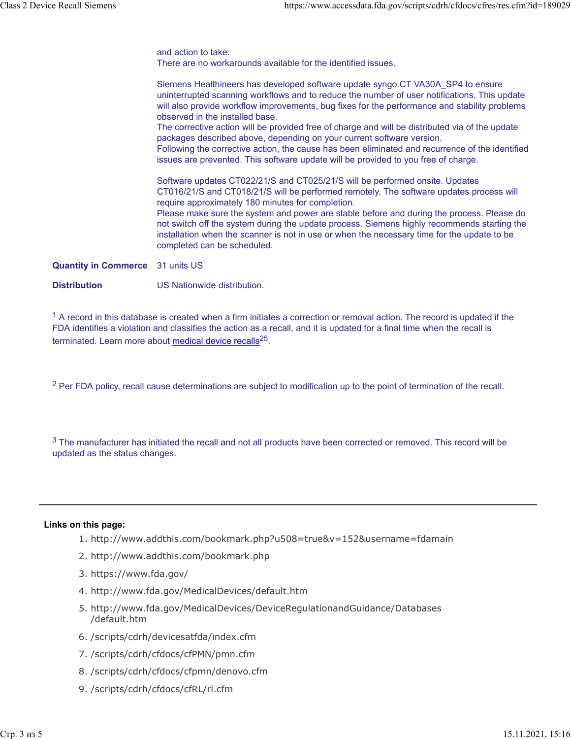and action to take:
There are no workarounds available for the identified issues.

Siemens Healthineers has developed software update syngo.CT VA30A_SP4 to ensure uninterrupted scanning workflows and to reduce the number of user notifications. This update will also provide workflow improvements, bug fixes for the performance and stability problems observed in the installed base.
The corrective action will be provided free of charge and will be distributed via of the update packages described above, depending on your current software version.
Following the corrective action, the cause has been eliminated and recurrence of the identified issues are prevented. This software update will be provided to you free of charge.

Software updates CT022/21/S and CT025/21/S will be performed onsite. Updates CT016/21/S and CT018/21/S will be performed remotely. The software updates process will require approximately 180 minutes for completion.
Please make sure the system and power are stable before and during the process. Please do not switch off the system during the update process. Siemens highly recommends starting the installation when the scanner is not in use or when the necessary time for the update to be completed can be scheduled.

| | |
|---|---|
| **Quantity in Commerce** | 31 units US |
| **Distribution** | US Nationwide distribution. |

[1] A record in this database is created when a firm initiates a correction or removal action. The record is updated if the FDA identifies a violation and classifies the action as a recall, and it is updated for a final time when the recall is terminated. Learn more about medical device recalls[25].

[2] Per FDA policy, recall cause determinations are subject to modification up to the point of termination of the recall.

[3] The manufacturer has initiated the recall and not all products have been corrected or removed. This record will be updated as the status changes.

---

**Links on this page:**

1. http://www.addthis.com/bookmark.php?u508=true&v=152&username=fdamain
2. http://www.addthis.com/bookmark.php
3. https://www.fda.gov/
4. http://www.fda.gov/MedicalDevices/default.htm
5. http://www.fda.gov/MedicalDevices/DeviceRegulationandGuidance/Databases/default.htm
6. /scripts/cdrh/devicesatfda/index.cfm
7. /scripts/cdrh/cfdocs/cfPMN/pmn.cfm
8. /scripts/cdrh/cfdocs/cfpmn/denovo.cfm
9. /scripts/cdrh/cfdocs/cfRL/rl.cfm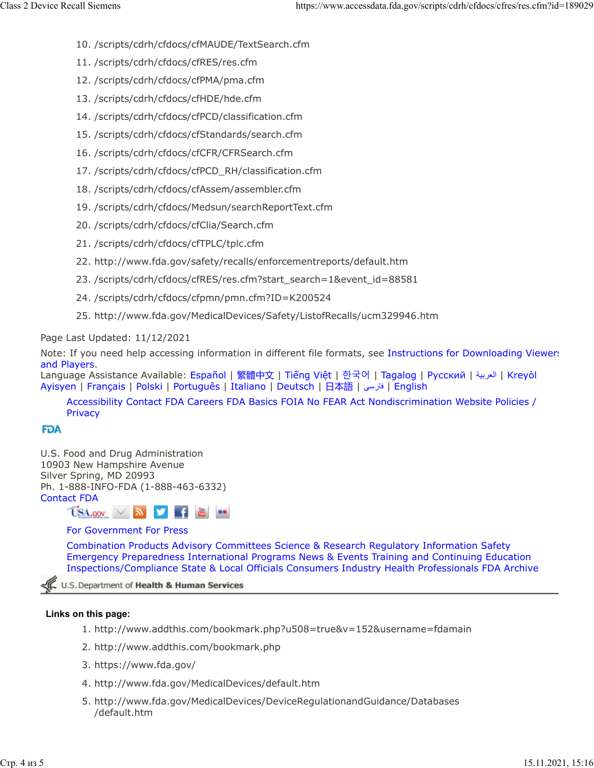10. /scripts/cdrh/cfdocs/cfMAUDE/TextSearch.cfm
11. /scripts/cdrh/cfdocs/cfRES/res.cfm
12. /scripts/cdrh/cfdocs/cfPMA/pma.cfm
13. /scripts/cdrh/cfdocs/cfHDE/hde.cfm
14. /scripts/cdrh/cfdocs/cfPCD/classification.cfm
15. /scripts/cdrh/cfdocs/cfStandards/search.cfm
16. /scripts/cdrh/cfdocs/cfCFR/CFRSearch.cfm
17. /scripts/cdrh/cfdocs/cfPCD_RH/classification.cfm
18. /scripts/cdrh/cfdocs/cfAssem/assembler.cfm
19. /scripts/cdrh/cfdocs/Medsun/searchReportText.cfm
20. /scripts/cdrh/cfdocs/cfClia/Search.cfm
21. /scripts/cdrh/cfdocs/cfTPLC/tplc.cfm
22. http://www.fda.gov/safety/recalls/enforcementreports/default.htm
23. /scripts/cdrh/cfdocs/cfRES/res.cfm?start_search=1&event_id=88581
24. /scripts/cdrh/cfdocs/cfpmn/pmn.cfm?ID=K200524
25. http://www.fda.gov/MedicalDevices/Safety/ListofRecalls/ucm329946.htm

Page Last Updated: 11/12/2021

Note: If you need help accessing information in different file formats, see Instructions for Downloading Viewers and Players.

Language Assistance Available: Español | 繁體中文 | Tiếng Việt | 한국어 | Tagalog | Русский | العربية | Kreyòl Ayisyen | Français | Polski | Português | Italiano | Deutsch | 日本語 | فارسی | English

Accessibility Contact FDA Careers FDA Basics FOIA No FEAR Act Nondiscrimination Website Policies / Privacy

FDA

U.S. Food and Drug Administration
10903 New Hampshire Avenue
Silver Spring, MD 20993
Ph. 1-888-INFO-FDA (1-888-463-6332)
Contact FDA

For Government For Press

Combination Products Advisory Committees Science & Research Regulatory Information Safety Emergency Preparedness International Programs News & Events Training and Continuing Education Inspections/Compliance State & Local Officials Consumers Industry Health Professionals FDA Archive

U.S. Department of Health & Human Services

**Links on this page:**

1. http://www.addthis.com/bookmark.php?u508=true&v=152&username=fdamain
2. http://www.addthis.com/bookmark.php
3. https://www.fda.gov/
4. http://www.fda.gov/MedicalDevices/default.htm
5. http://www.fda.gov/MedicalDevices/DeviceRegulationandGuidance/Databases/default.htm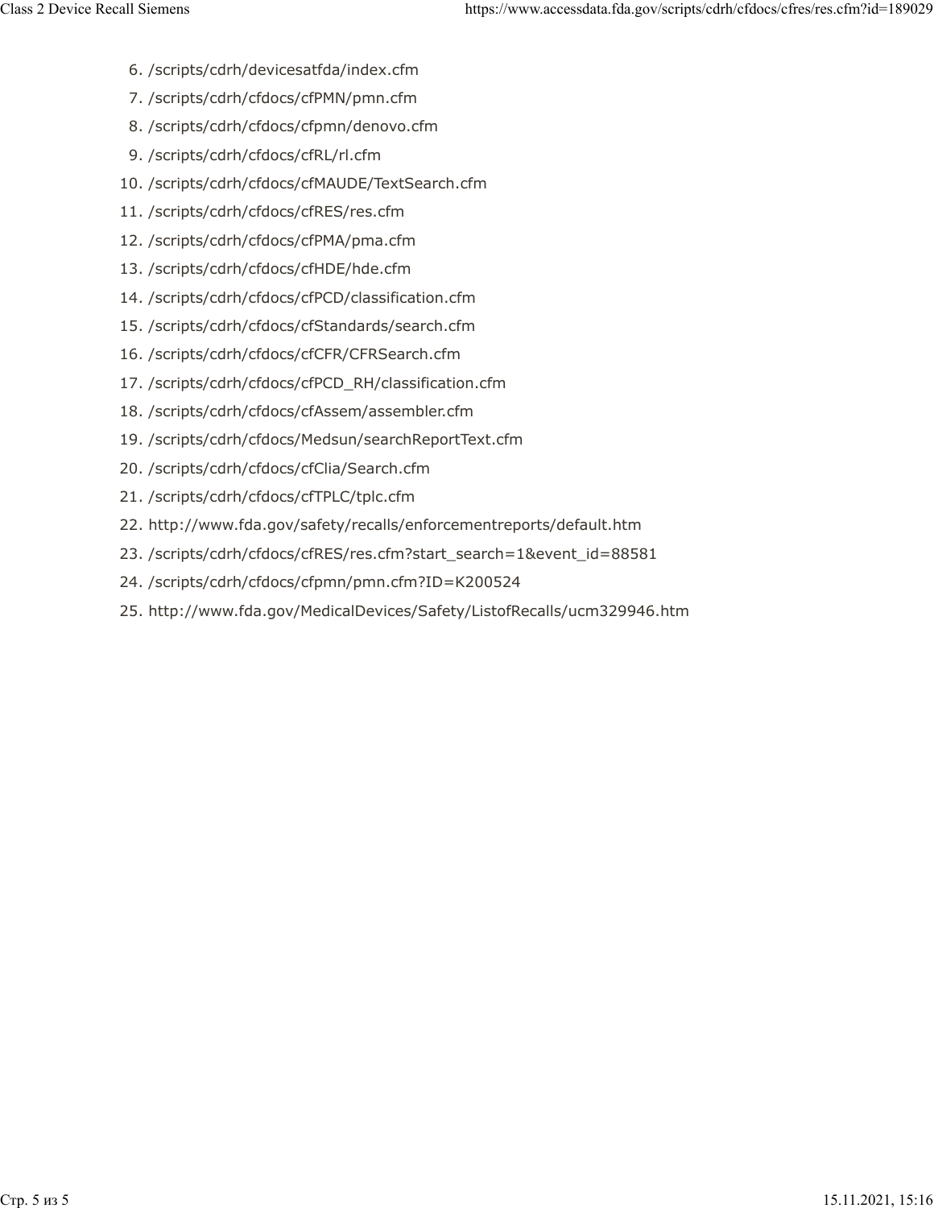6. /scripts/cdrh/devicesatfda/index.cfm
7. /scripts/cdrh/cfdocs/cfPMN/pmn.cfm
8. /scripts/cdrh/cfdocs/cfpmn/denovo.cfm
9. /scripts/cdrh/cfdocs/cfRL/rl.cfm
10. /scripts/cdrh/cfdocs/cfMAUDE/TextSearch.cfm
11. /scripts/cdrh/cfdocs/cfRES/res.cfm
12. /scripts/cdrh/cfdocs/cfPMA/pma.cfm
13. /scripts/cdrh/cfdocs/cfHDE/hde.cfm
14. /scripts/cdrh/cfdocs/cfPCD/classification.cfm
15. /scripts/cdrh/cfdocs/cfStandards/search.cfm
16. /scripts/cdrh/cfdocs/cfCFR/CFRSearch.cfm
17. /scripts/cdrh/cfdocs/cfPCD_RH/classification.cfm
18. /scripts/cdrh/cfdocs/cfAssem/assembler.cfm
19. /scripts/cdrh/cfdocs/Medsun/searchReportText.cfm
20. /scripts/cdrh/cfdocs/cfClia/Search.cfm
21. /scripts/cdrh/cfdocs/cfTPLC/tplc.cfm
22. http://www.fda.gov/safety/recalls/enforcementreports/default.htm
23. /scripts/cdrh/cfdocs/cfRES/res.cfm?start_search=1&event_id=88581
24. /scripts/cdrh/cfdocs/cfpmn/pmn.cfm?ID=K200524
25. http://www.fda.gov/MedicalDevices/Safety/ListofRecalls/ucm329946.htm